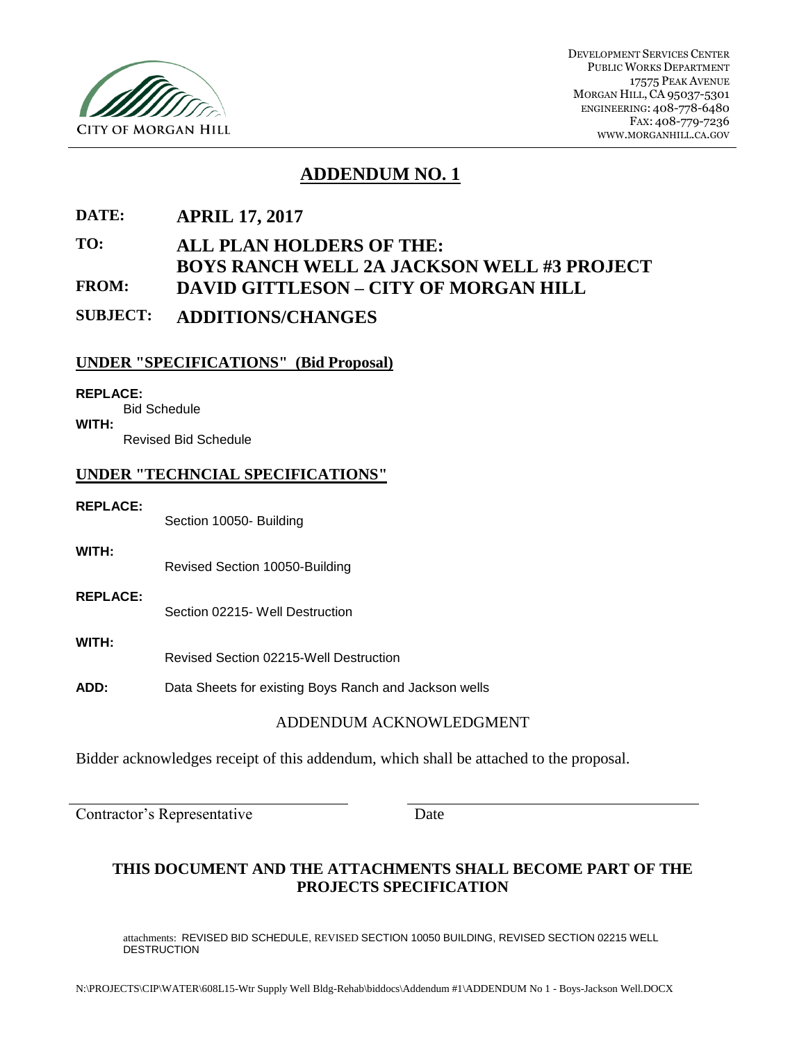CITY OF MORGAN HILL

DEVELOPMENT SERVICES CENTER
PUBLIC WORKS DEPARTMENT
17575 PEAK AVENUE
MORGAN HILL, CA 95037-5301
ENGINEERING: 408-778-6480
FAX: 408-779-7236
WWW.MORGANHILL.CA.GOV

# ADDENDUM NO. 1

**DATE:** **APRIL 17, 2017**

**TO:** **ALL PLAN HOLDERS OF THE: BOYS RANCH WELL 2A JACKSON WELL #3 PROJECT**

**FROM:** **DAVID GITTLESON – CITY OF MORGAN HILL**

**SUBJECT:** **ADDITIONS/CHANGES**

## UNDER "SPECIFICATIONS" (Bid Proposal)

**REPLACE:**
Bid Schedule

**WITH:**
Revised Bid Schedule

## UNDER "TECHNCIAL SPECIFICATIONS"

**REPLACE:** Section 10050- Building

**WITH:** Revised Section 10050-Building

**REPLACE:** Section 02215- Well Destruction

**WITH:** Revised Section 02215-Well Destruction

**ADD:** Data Sheets for existing Boys Ranch and Jackson wells

ADDENDUM ACKNOWLEDGMENT

Bidder acknowledges receipt of this addendum, which shall be attached to the proposal.

Contractor's Representative ______________________ Date ______________________

**THIS DOCUMENT AND THE ATTACHMENTS SHALL BECOME PART OF THE PROJECTS SPECIFICATION**

attachments: REVISED BID SCHEDULE, REVISED SECTION 10050 BUILDING, REVISED SECTION 02215 WELL DESTRUCTION

N:\PROJECTS\CIP\WATER\608L15-Wtr Supply Well Bldg-Rehab\biddocs\Addendum #1\ADDENDUM No 1 - Boys-Jackson Well.DOCX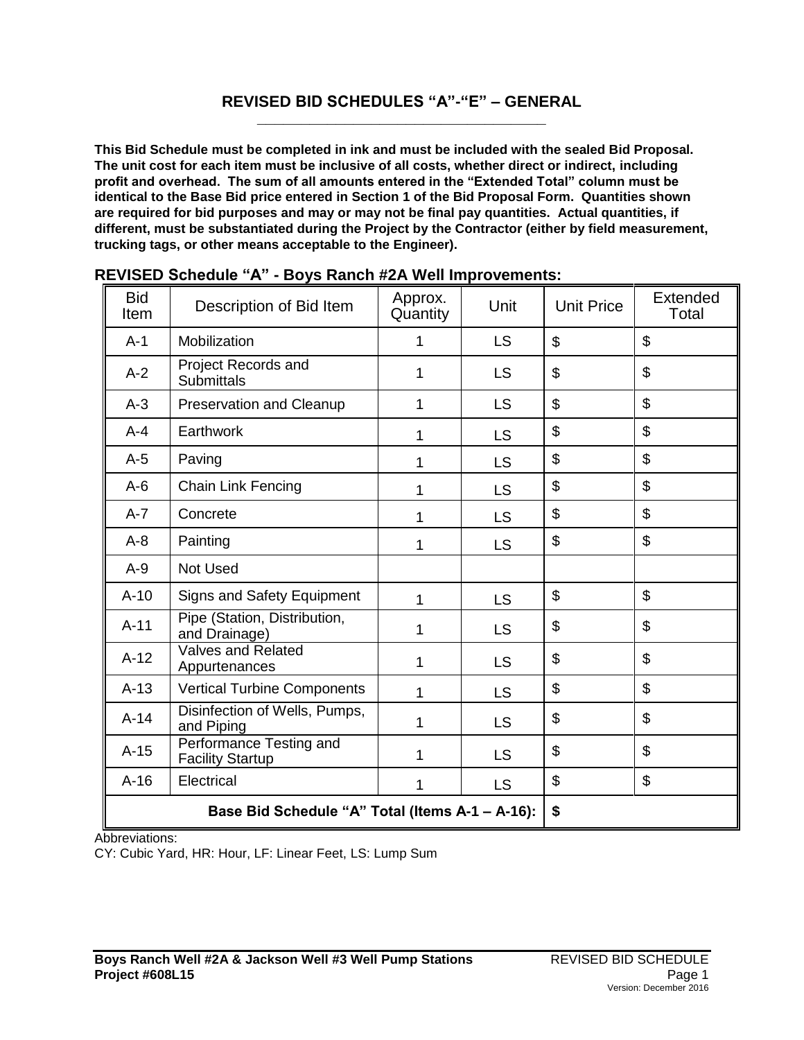## REVISED BID SCHEDULES "A"-"E" – GENERAL

**This Bid Schedule must be completed in ink and must be included with the sealed Bid Proposal. The unit cost for each item must be inclusive of all costs, whether direct or indirect, including profit and overhead. The sum of all amounts entered in the "Extended Total" column must be identical to the Base Bid price entered in Section 1 of the Bid Proposal Form. Quantities shown are required for bid purposes and may or may not be final pay quantities. Actual quantities, if different, must be substantiated during the Project by the Contractor (either by field measurement, trucking tags, or other means acceptable to the Engineer).**

### REVISED Schedule "A" - Boys Ranch #2A Well Improvements:

| Bid Item | Description of Bid Item | Approx. Quantity | Unit | Unit Price | Extended Total |
|---|---|---|---|---|---|
| A-1 | Mobilization | 1 | LS | $ | $ |
| A-2 | Project Records and Submittals | 1 | LS | $ | $ |
| A-3 | Preservation and Cleanup | 1 | LS | $ | $ |
| A-4 | Earthwork | 1 | LS | $ | $ |
| A-5 | Paving | 1 | LS | $ | $ |
| A-6 | Chain Link Fencing | 1 | LS | $ | $ |
| A-7 | Concrete | 1 | LS | $ | $ |
| A-8 | Painting | 1 | LS | $ | $ |
| A-9 | Not Used | | | | |
| A-10 | Signs and Safety Equipment | 1 | LS | $ | $ |
| A-11 | Pipe (Station, Distribution, and Drainage) | 1 | LS | $ | $ |
| A-12 | Valves and Related Appurtenances | 1 | LS | $ | $ |
| A-13 | Vertical Turbine Components | 1 | LS | $ | $ |
| A-14 | Disinfection of Wells, Pumps, and Piping | 1 | LS | $ | $ |
| A-15 | Performance Testing and Facility Startup | 1 | LS | $ | $ |
| A-16 | Electrical | 1 | LS | $ | $ |
| **Base Bid Schedule "A" Total (Items A-1 – A-16):** | | | | **$** | |

Abbreviations:
CY: Cubic Yard, HR: Hour, LF: Linear Feet, LS: Lump Sum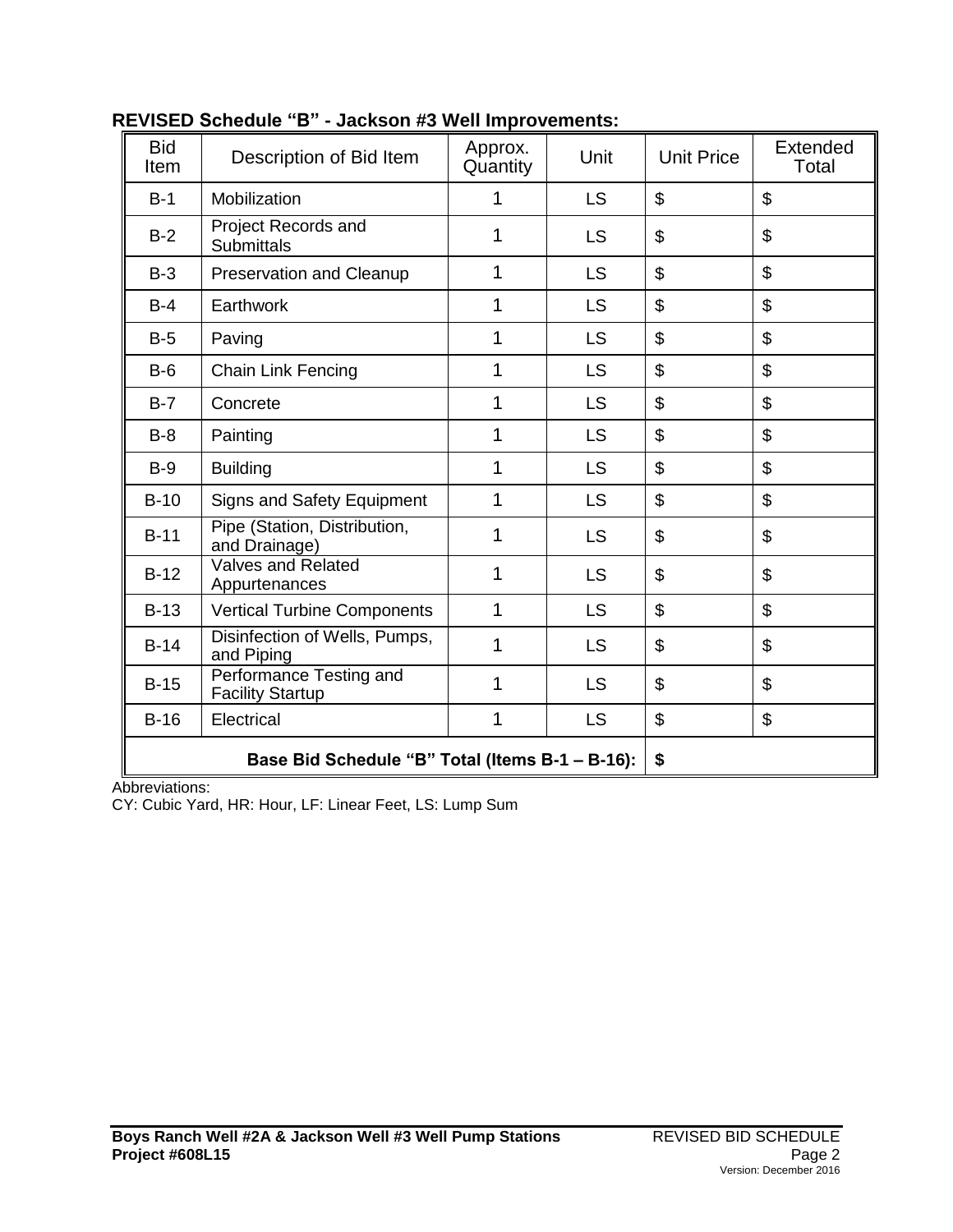**REVISED Schedule “B” - Jackson #3 Well Improvements:**

| Bid Item | Description of Bid Item | Approx. Quantity | Unit | Unit Price | Extended Total |
|---|---|---|---|---|---|
| B-1 | Mobilization | 1 | LS | $ | $ |
| B-2 | Project Records and Submittals | 1 | LS | $ | $ |
| B-3 | Preservation and Cleanup | 1 | LS | $ | $ |
| B-4 | Earthwork | 1 | LS | $ | $ |
| B-5 | Paving | 1 | LS | $ | $ |
| B-6 | Chain Link Fencing | 1 | LS | $ | $ |
| B-7 | Concrete | 1 | LS | $ | $ |
| B-8 | Painting | 1 | LS | $ | $ |
| B-9 | Building | 1 | LS | $ | $ |
| B-10 | Signs and Safety Equipment | 1 | LS | $ | $ |
| B-11 | Pipe (Station, Distribution, and Drainage) | 1 | LS | $ | $ |
| B-12 | Valves and Related Appurtenances | 1 | LS | $ | $ |
| B-13 | Vertical Turbine Components | 1 | LS | $ | $ |
| B-14 | Disinfection of Wells, Pumps, and Piping | 1 | LS | $ | $ |
| B-15 | Performance Testing and Facility Startup | 1 | LS | $ | $ |
| B-16 | Electrical | 1 | LS | $ | $ |
| **Base Bid Schedule “B” Total (Items B-1 – B-16):** | | | | **$** | |

Abbreviations:
CY: Cubic Yard, HR: Hour, LF: Linear Feet, LS: Lump Sum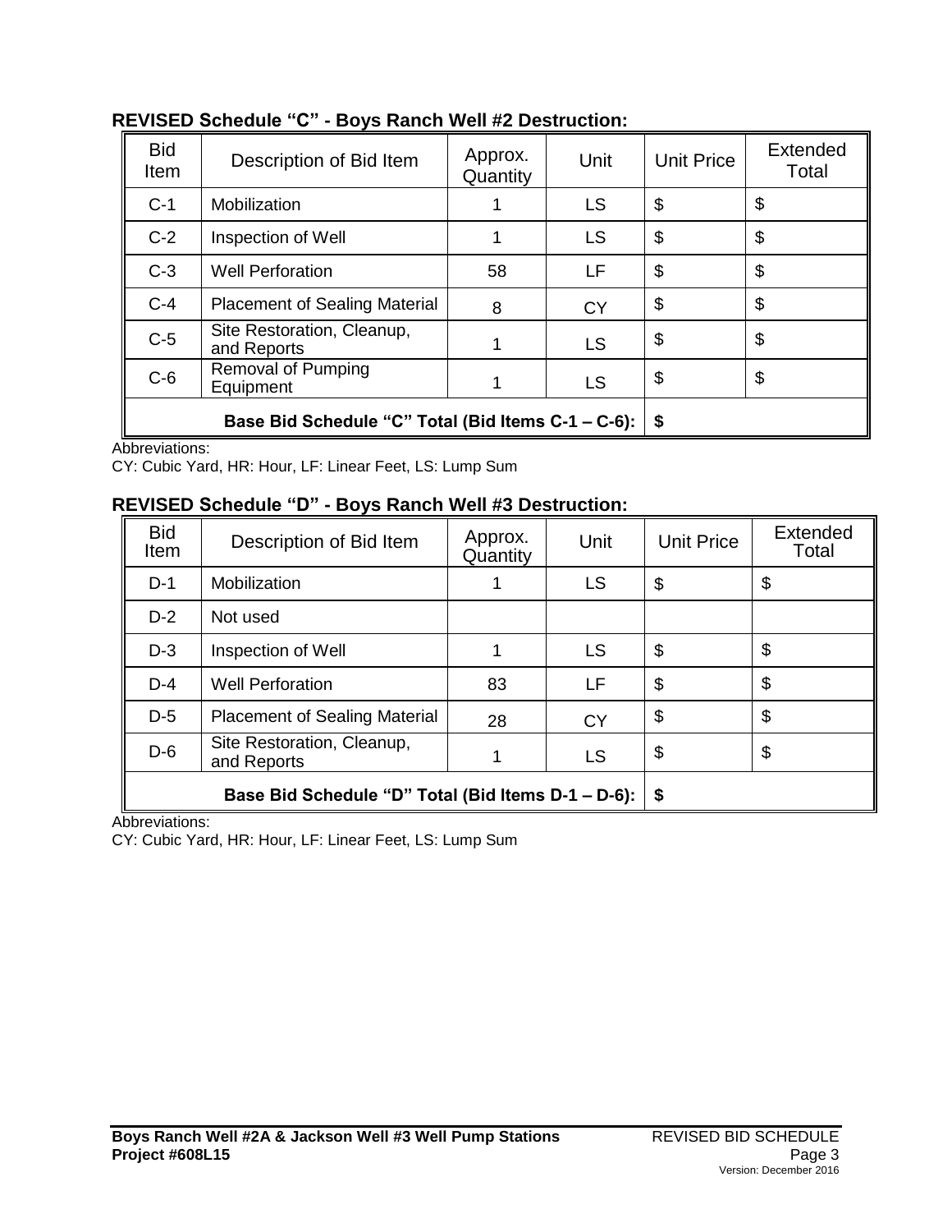## REVISED Schedule “C” - Boys Ranch Well #2 Destruction:

| Bid Item | Description of Bid Item | Approx. Quantity | Unit | Unit Price | Extended Total |
|---|---|---|---|---|---|
| C-1 | Mobilization | 1 | LS | $ | $ |
| C-2 | Inspection of Well | 1 | LS | $ | $ |
| C-3 | Well Perforation | 58 | LF | $ | $ |
| C-4 | Placement of Sealing Material | 8 | CY | $ | $ |
| C-5 | Site Restoration, Cleanup, and Reports | 1 | LS | $ | $ |
| C-6 | Removal of Pumping Equipment | 1 | LS | $ | $ |
| **Base Bid Schedule “C” Total (Bid Items C-1 – C-6):** | | | | **$** | |

Abbreviations:
CY: Cubic Yard, HR: Hour, LF: Linear Feet, LS: Lump Sum

## REVISED Schedule “D” - Boys Ranch Well #3 Destruction:

| Bid Item | Description of Bid Item | Approx. Quantity | Unit | Unit Price | Extended Total |
|---|---|---|---|---|---|
| D-1 | Mobilization | 1 | LS | $ | $ |
| D-2 | Not used | | | | |
| D-3 | Inspection of Well | 1 | LS | $ | $ |
| D-4 | Well Perforation | 83 | LF | $ | $ |
| D-5 | Placement of Sealing Material | 28 | CY | $ | $ |
| D-6 | Site Restoration, Cleanup, and Reports | 1 | LS | $ | $ |
| **Base Bid Schedule “D” Total (Bid Items D-1 – D-6):** | | | | **$** | |

Abbreviations:
CY: Cubic Yard, HR: Hour, LF: Linear Feet, LS: Lump Sum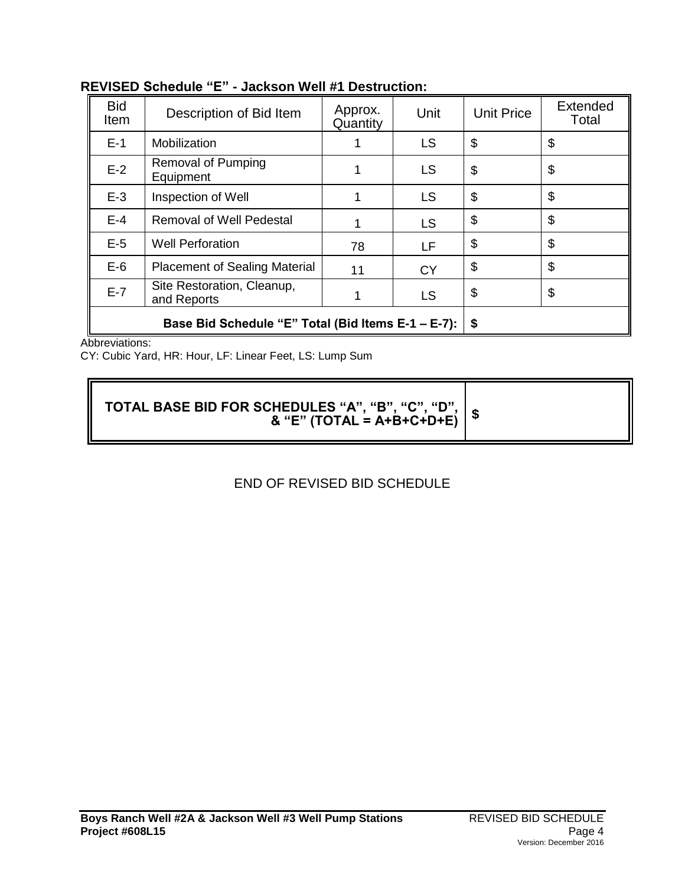**REVISED Schedule "E" - Jackson Well #1 Destruction:**

| Bid Item | Description of Bid Item | Approx. Quantity | Unit | Unit Price | Extended Total |
|---|---|---|---|---|---|
| E-1 | Mobilization | 1 | LS | $ | $ |
| E-2 | Removal of Pumping Equipment | 1 | LS | $ | $ |
| E-3 | Inspection of Well | 1 | LS | $ | $ |
| E-4 | Removal of Well Pedestal | 1 | LS | $ | $ |
| E-5 | Well Perforation | 78 | LF | $ | $ |
| E-6 | Placement of Sealing Material | 11 | CY | $ | $ |
| E-7 | Site Restoration, Cleanup, and Reports | 1 | LS | $ | $ |
| **Base Bid Schedule "E" Total (Bid Items E-1 – E-7):** | | | | **$** | |

Abbreviations:
CY: Cubic Yard, HR: Hour, LF: Linear Feet, LS: Lump Sum

| **TOTAL BASE BID FOR SCHEDULES "A", "B", "C", "D", & "E" (TOTAL = A+B+C+D+E)** | **$** |
|---|---|

END OF REVISED BID SCHEDULE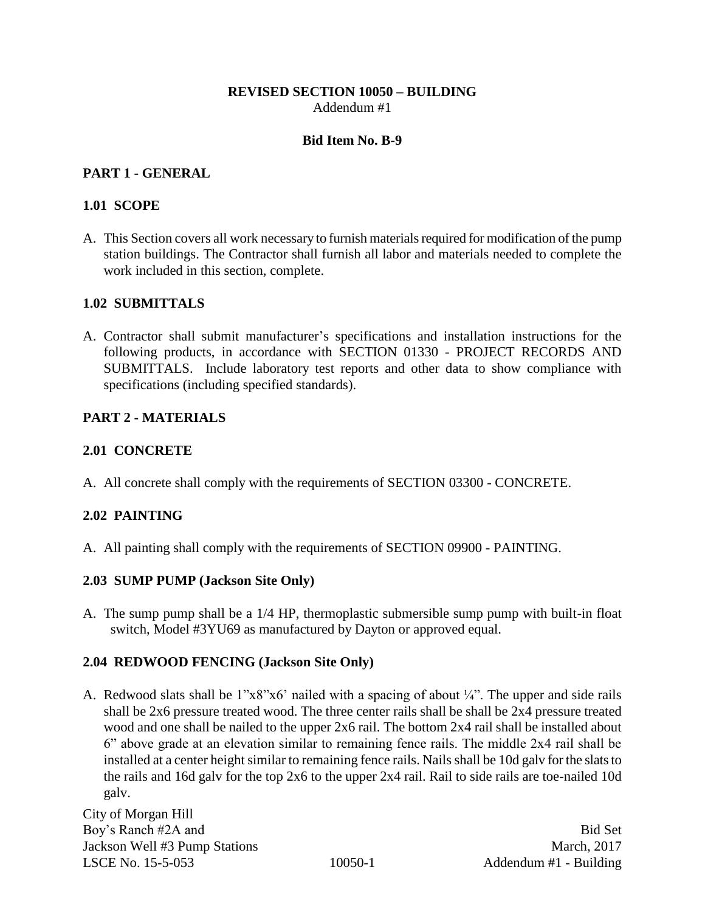**REVISED SECTION 10050 – BUILDING**
Addendum #1

**Bid Item No. B-9**

## PART 1 - GENERAL

### 1.01 SCOPE

A. This Section covers all work necessary to furnish materials required for modification of the pump station buildings. The Contractor shall furnish all labor and materials needed to complete the work included in this section, complete.

### 1.02 SUBMITTALS

A. Contractor shall submit manufacturer's specifications and installation instructions for the following products, in accordance with SECTION 01330 - PROJECT RECORDS AND SUBMITTALS. Include laboratory test reports and other data to show compliance with specifications (including specified standards).

## PART 2 - MATERIALS

### 2.01 CONCRETE

A. All concrete shall comply with the requirements of SECTION 03300 - CONCRETE.

### 2.02 PAINTING

A. All painting shall comply with the requirements of SECTION 09900 - PAINTING.

### 2.03 SUMP PUMP (Jackson Site Only)

A. The sump pump shall be a 1/4 HP, thermoplastic submersible sump pump with built-in float switch, Model #3YU69 as manufactured by Dayton or approved equal.

### 2.04 REDWOOD FENCING (Jackson Site Only)

A. Redwood slats shall be 1"x8"x6' nailed with a spacing of about ¼". The upper and side rails shall be 2x6 pressure treated wood. The three center rails shall be shall be 2x4 pressure treated wood and one shall be nailed to the upper 2x6 rail. The bottom 2x4 rail shall be installed about 6" above grade at an elevation similar to remaining fence rails. The middle 2x4 rail shall be installed at a center height similar to remaining fence rails. Nails shall be 10d galv for the slats to the rails and 16d galv for the top 2x6 to the upper 2x4 rail. Rail to side rails are toe-nailed 10d galv.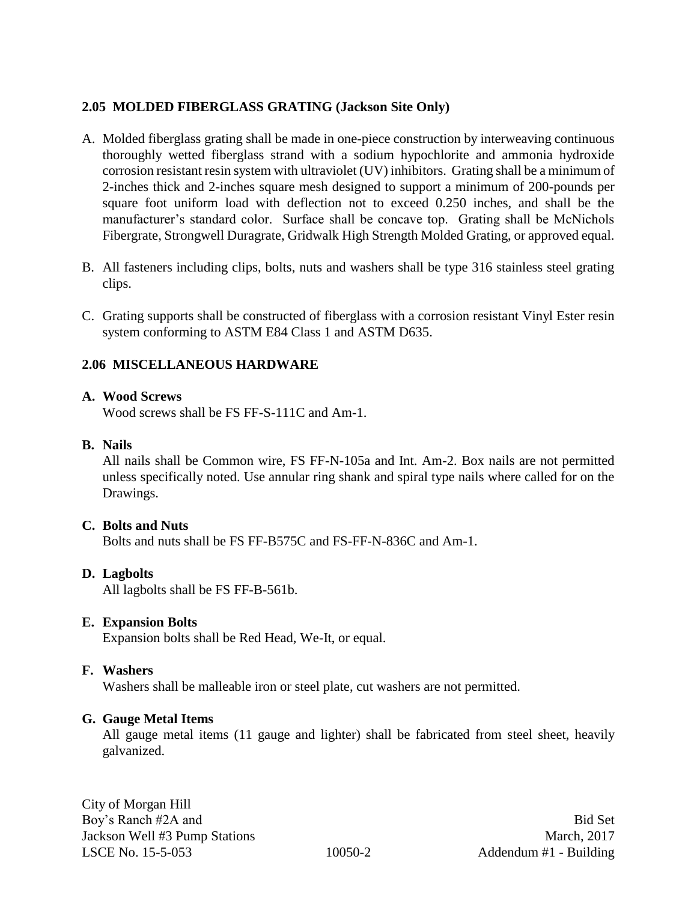## 2.05 MOLDED FIBERGLASS GRATING (Jackson Site Only)

A. Molded fiberglass grating shall be made in one-piece construction by interweaving continuous thoroughly wetted fiberglass strand with a sodium hypochlorite and ammonia hydroxide corrosion resistant resin system with ultraviolet (UV) inhibitors. Grating shall be a minimum of 2-inches thick and 2-inches square mesh designed to support a minimum of 200-pounds per square foot uniform load with deflection not to exceed 0.250 inches, and shall be the manufacturer's standard color. Surface shall be concave top. Grating shall be McNichols Fibergrate, Strongwell Duragrate, Gridwalk High Strength Molded Grating, or approved equal.

B. All fasteners including clips, bolts, nuts and washers shall be type 316 stainless steel grating clips.

C. Grating supports shall be constructed of fiberglass with a corrosion resistant Vinyl Ester resin system conforming to ASTM E84 Class 1 and ASTM D635.

## 2.06 MISCELLANEOUS HARDWARE

**A. Wood Screws**

Wood screws shall be FS FF-S-111C and Am-1.

**B. Nails**

All nails shall be Common wire, FS FF-N-105a and Int. Am-2. Box nails are not permitted unless specifically noted. Use annular ring shank and spiral type nails where called for on the Drawings.

**C. Bolts and Nuts**

Bolts and nuts shall be FS FF-B575C and FS-FF-N-836C and Am-1.

**D. Lagbolts**

All lagbolts shall be FS FF-B-561b.

**E. Expansion Bolts**

Expansion bolts shall be Red Head, We-It, or equal.

**F. Washers**

Washers shall be malleable iron or steel plate, cut washers are not permitted.

**G. Gauge Metal Items**

All gauge metal items (11 gauge and lighter) shall be fabricated from steel sheet, heavily galvanized.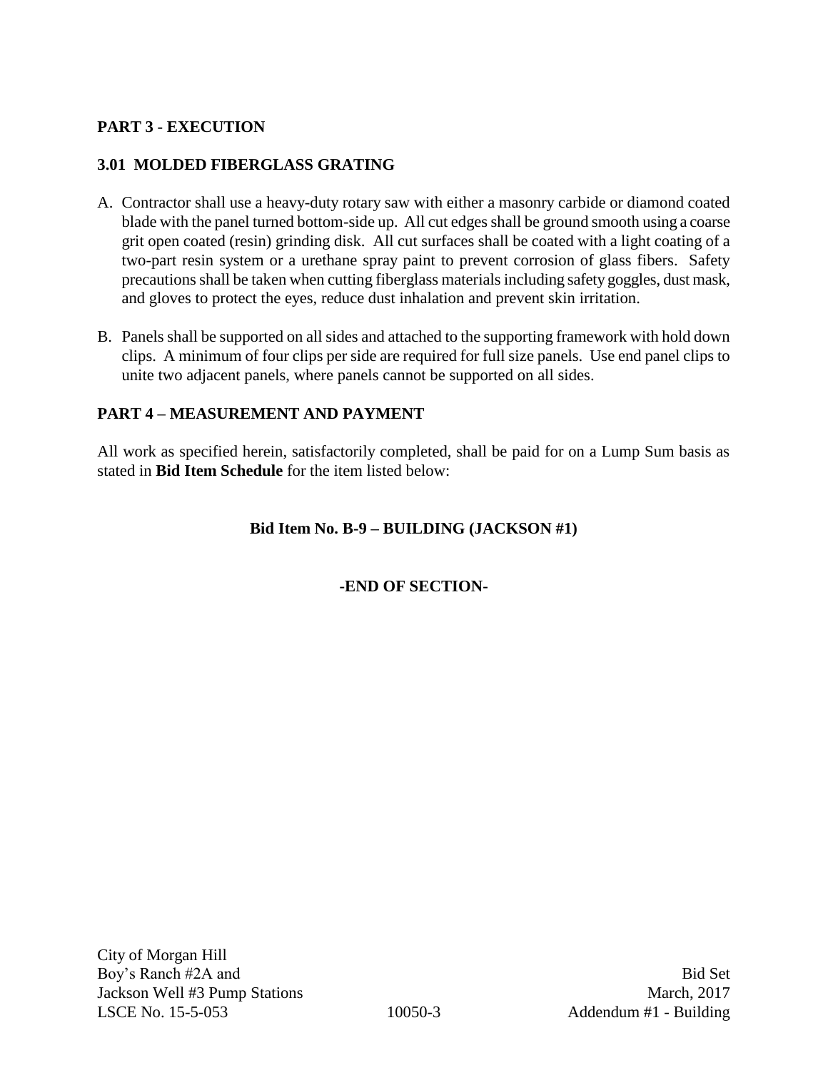## PART 3 - EXECUTION

### 3.01 MOLDED FIBERGLASS GRATING

A. Contractor shall use a heavy-duty rotary saw with either a masonry carbide or diamond coated blade with the panel turned bottom-side up. All cut edges shall be ground smooth using a coarse grit open coated (resin) grinding disk. All cut surfaces shall be coated with a light coating of a two-part resin system or a urethane spray paint to prevent corrosion of glass fibers. Safety precautions shall be taken when cutting fiberglass materials including safety goggles, dust mask, and gloves to protect the eyes, reduce dust inhalation and prevent skin irritation.

B. Panels shall be supported on all sides and attached to the supporting framework with hold down clips. A minimum of four clips per side are required for full size panels. Use end panel clips to unite two adjacent panels, where panels cannot be supported on all sides.

## PART 4 – MEASUREMENT AND PAYMENT

All work as specified herein, satisfactorily completed, shall be paid for on a Lump Sum basis as stated in **Bid Item Schedule** for the item listed below:

**Bid Item No. B-9 – BUILDING (JACKSON #1)**

**-END OF SECTION-**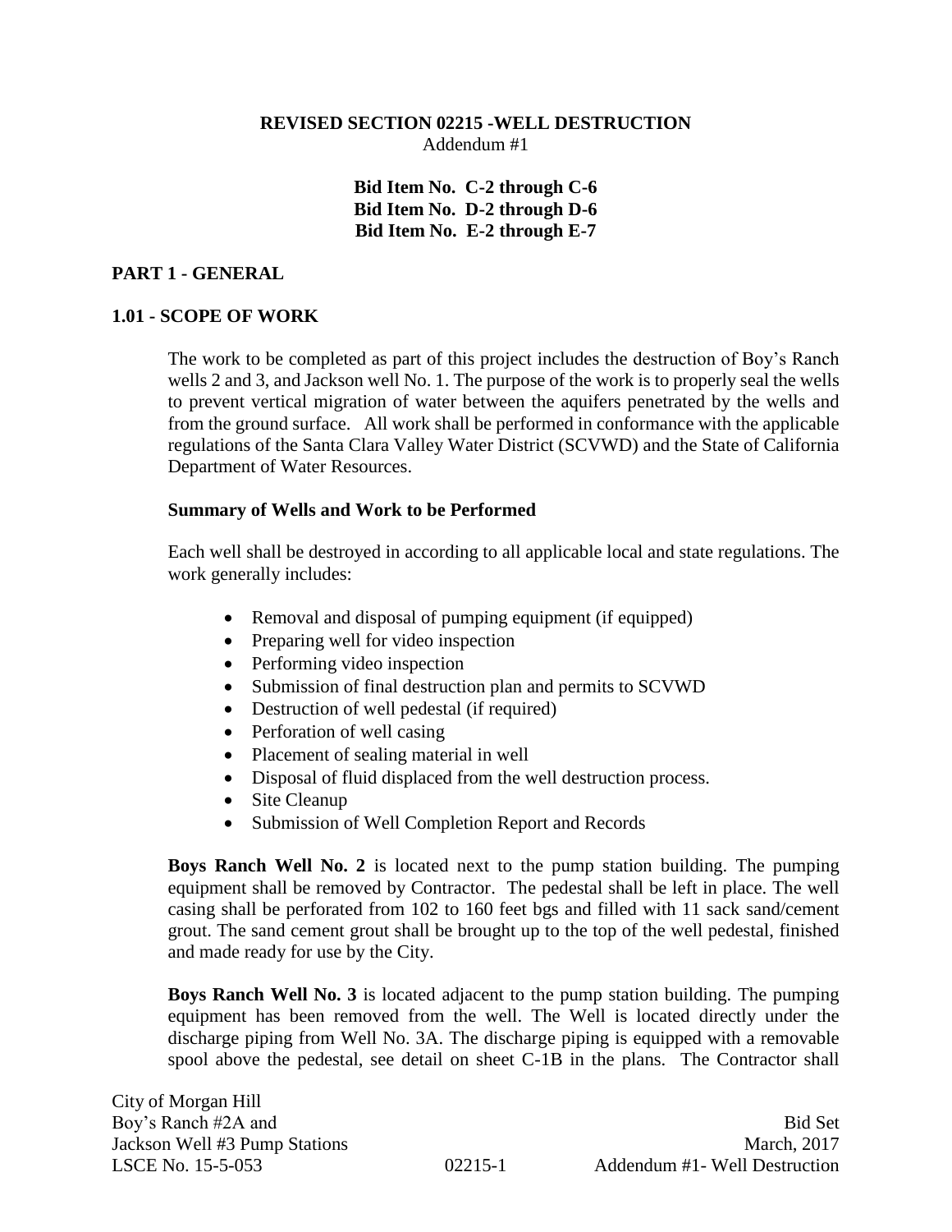# REVISED SECTION 02215 -WELL DESTRUCTION

Addendum #1

**Bid Item No. C-2 through C-6**
**Bid Item No. D-2 through D-6**
**Bid Item No. E-2 through E-7**

## PART 1 - GENERAL

### 1.01 - SCOPE OF WORK

The work to be completed as part of this project includes the destruction of Boy's Ranch wells 2 and 3, and Jackson well No. 1. The purpose of the work is to properly seal the wells to prevent vertical migration of water between the aquifers penetrated by the wells and from the ground surface. All work shall be performed in conformance with the applicable regulations of the Santa Clara Valley Water District (SCVWD) and the State of California Department of Water Resources.

**Summary of Wells and Work to be Performed**

Each well shall be destroyed in according to all applicable local and state regulations. The work generally includes:

- Removal and disposal of pumping equipment (if equipped)
- Preparing well for video inspection
- Performing video inspection
- Submission of final destruction plan and permits to SCVWD
- Destruction of well pedestal (if required)
- Perforation of well casing
- Placement of sealing material in well
- Disposal of fluid displaced from the well destruction process.
- Site Cleanup
- Submission of Well Completion Report and Records

**Boys Ranch Well No. 2** is located next to the pump station building. The pumping equipment shall be removed by Contractor. The pedestal shall be left in place. The well casing shall be perforated from 102 to 160 feet bgs and filled with 11 sack sand/cement grout. The sand cement grout shall be brought up to the top of the well pedestal, finished and made ready for use by the City.

**Boys Ranch Well No. 3** is located adjacent to the pump station building. The pumping equipment has been removed from the well. The Well is located directly under the discharge piping from Well No. 3A. The discharge piping is equipped with a removable spool above the pedestal, see detail on sheet C-1B in the plans. The Contractor shall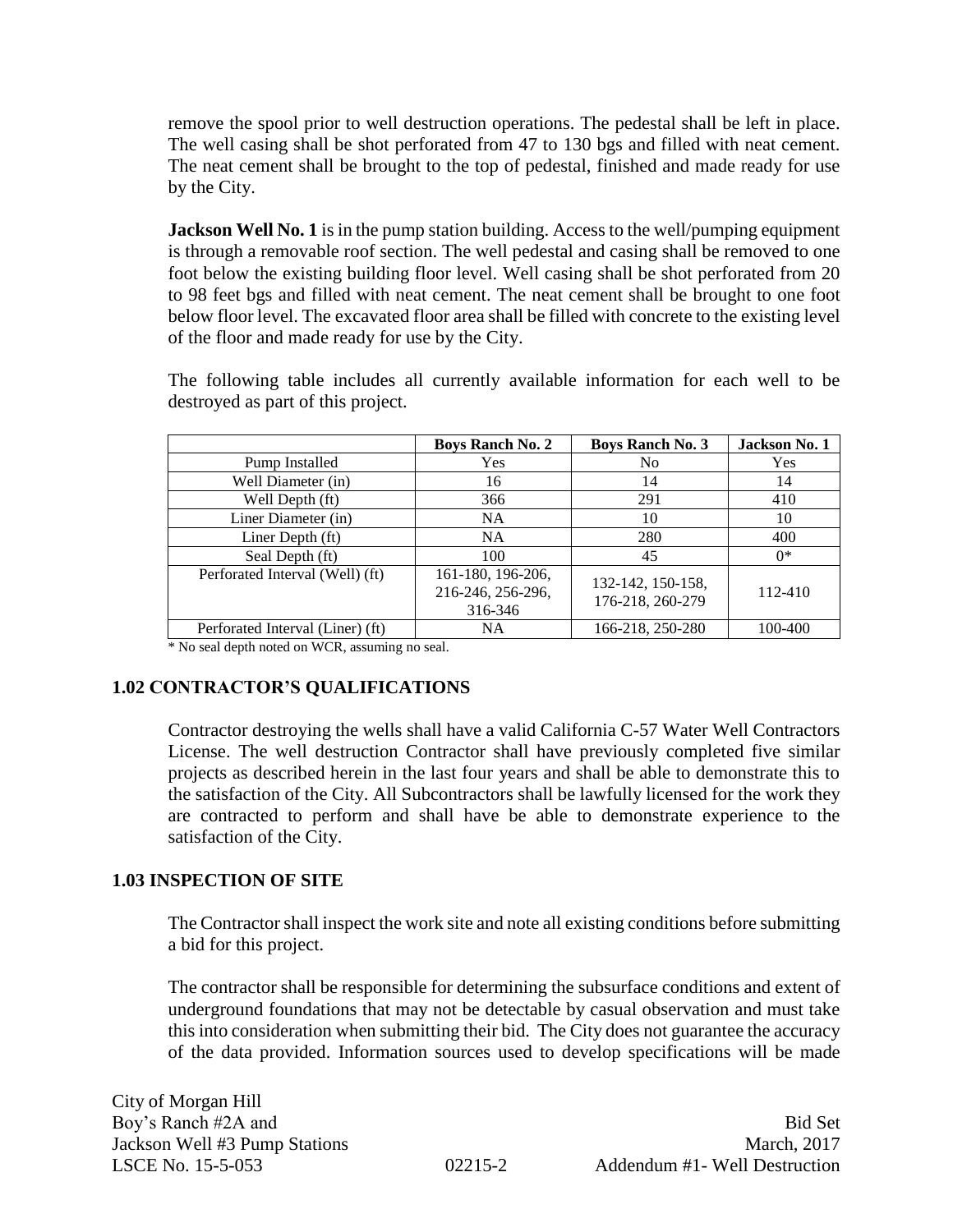remove the spool prior to well destruction operations. The pedestal shall be left in place. The well casing shall be shot perforated from 47 to 130 bgs and filled with neat cement. The neat cement shall be brought to the top of pedestal, finished and made ready for use by the City.

**Jackson Well No. 1** is in the pump station building. Access to the well/pumping equipment is through a removable roof section. The well pedestal and casing shall be removed to one foot below the existing building floor level. Well casing shall be shot perforated from 20 to 98 feet bgs and filled with neat cement. The neat cement shall be brought to one foot below floor level. The excavated floor area shall be filled with concrete to the existing level of the floor and made ready for use by the City.

The following table includes all currently available information for each well to be destroyed as part of this project.

| | Boys Ranch No. 2 | Boys Ranch No. 3 | Jackson No. 1 |
|---|---|---|---|
| Pump Installed | Yes | No | Yes |
| Well Diameter (in) | 16 | 14 | 14 |
| Well Depth (ft) | 366 | 291 | 410 |
| Liner Diameter (in) | NA | 10 | 10 |
| Liner Depth (ft) | NA | 280 | 400 |
| Seal Depth (ft) | 100 | 45 | 0* |
| Perforated Interval (Well) (ft) | 161-180, 196-206, 216-246, 256-296, 316-346 | 132-142, 150-158, 176-218, 260-279 | 112-410 |
| Perforated Interval (Liner) (ft) | NA | 166-218, 250-280 | 100-400 |

\* No seal depth noted on WCR, assuming no seal.

## 1.02 CONTRACTOR'S QUALIFICATIONS

Contractor destroying the wells shall have a valid California C-57 Water Well Contractors License. The well destruction Contractor shall have previously completed five similar projects as described herein in the last four years and shall be able to demonstrate this to the satisfaction of the City. All Subcontractors shall be lawfully licensed for the work they are contracted to perform and shall have be able to demonstrate experience to the satisfaction of the City.

## 1.03 INSPECTION OF SITE

The Contractor shall inspect the work site and note all existing conditions before submitting a bid for this project.

The contractor shall be responsible for determining the subsurface conditions and extent of underground foundations that may not be detectable by casual observation and must take this into consideration when submitting their bid. The City does not guarantee the accuracy of the data provided. Information sources used to develop specifications will be made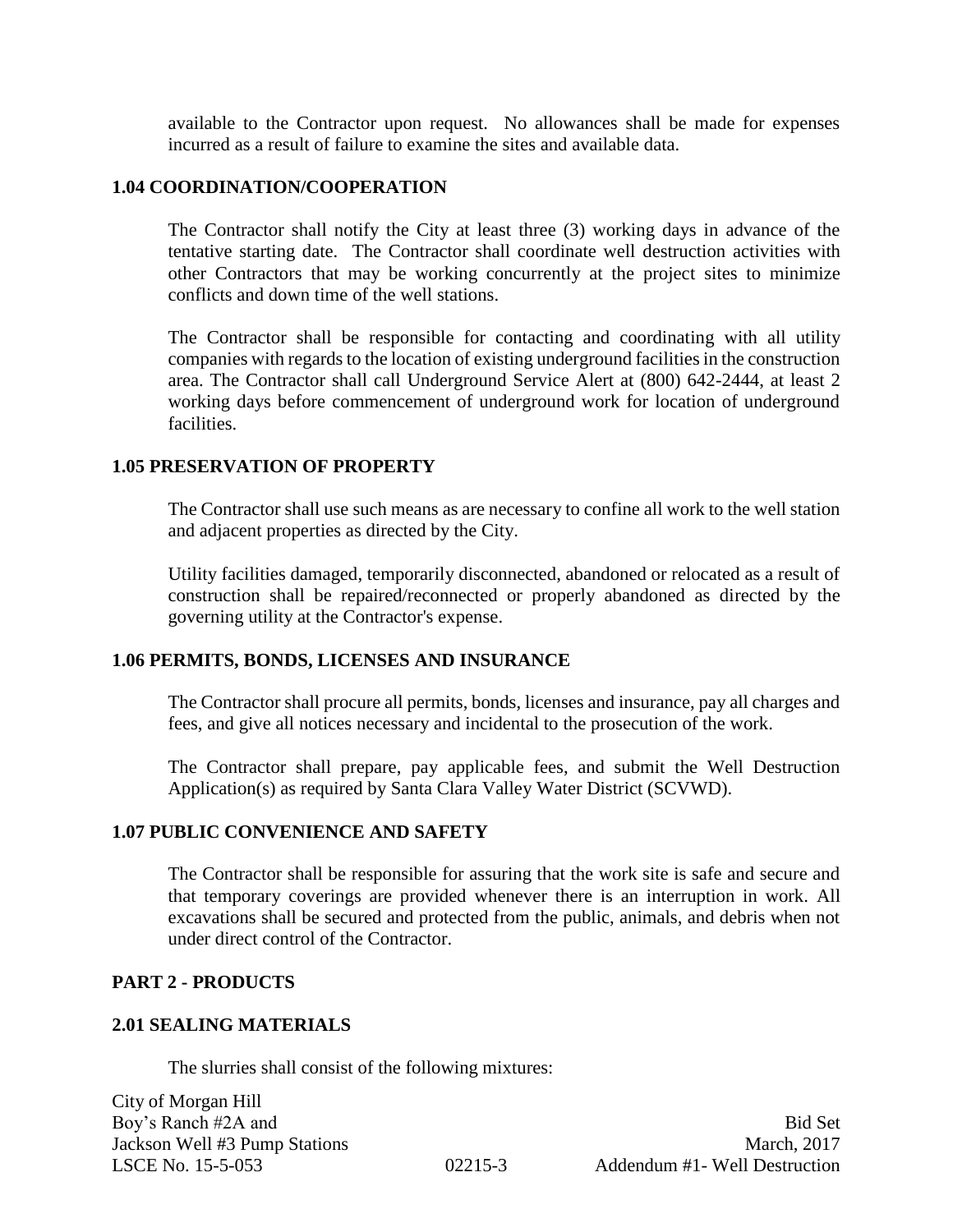available to the Contractor upon request. No allowances shall be made for expenses incurred as a result of failure to examine the sites and available data.

### 1.04 COORDINATION/COOPERATION

The Contractor shall notify the City at least three (3) working days in advance of the tentative starting date. The Contractor shall coordinate well destruction activities with other Contractors that may be working concurrently at the project sites to minimize conflicts and down time of the well stations.

The Contractor shall be responsible for contacting and coordinating with all utility companies with regards to the location of existing underground facilities in the construction area. The Contractor shall call Underground Service Alert at (800) 642-2444, at least 2 working days before commencement of underground work for location of underground facilities.

### 1.05 PRESERVATION OF PROPERTY

The Contractor shall use such means as are necessary to confine all work to the well station and adjacent properties as directed by the City.

Utility facilities damaged, temporarily disconnected, abandoned or relocated as a result of construction shall be repaired/reconnected or properly abandoned as directed by the governing utility at the Contractor's expense.

### 1.06 PERMITS, BONDS, LICENSES AND INSURANCE

The Contractor shall procure all permits, bonds, licenses and insurance, pay all charges and fees, and give all notices necessary and incidental to the prosecution of the work.

The Contractor shall prepare, pay applicable fees, and submit the Well Destruction Application(s) as required by Santa Clara Valley Water District (SCVWD).

### 1.07 PUBLIC CONVENIENCE AND SAFETY

The Contractor shall be responsible for assuring that the work site is safe and secure and that temporary coverings are provided whenever there is an interruption in work. All excavations shall be secured and protected from the public, animals, and debris when not under direct control of the Contractor.

## PART 2 - PRODUCTS

### 2.01 SEALING MATERIALS

The slurries shall consist of the following mixtures: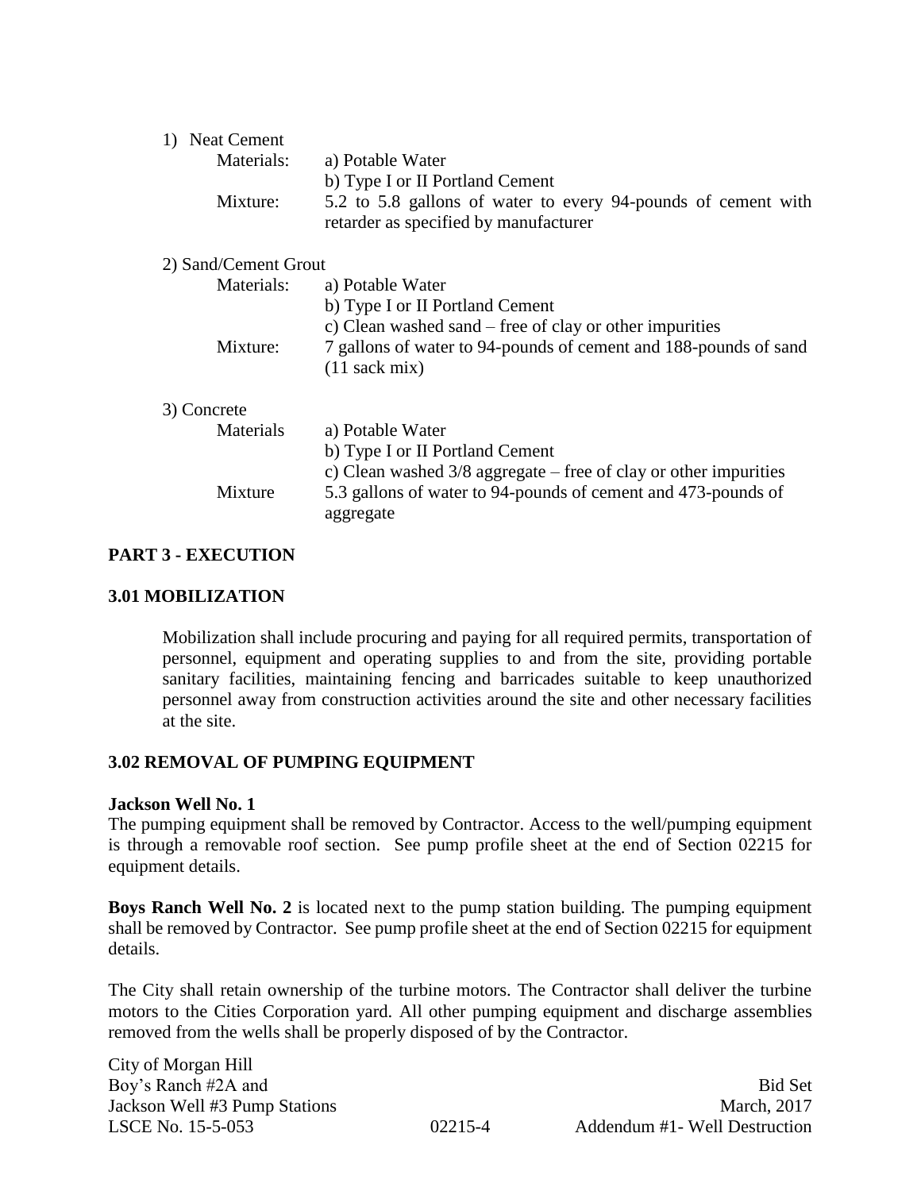1) Neat Cement

Materials: a) Potable Water

b) Type I or II Portland Cement

Mixture: 5.2 to 5.8 gallons of water to every 94-pounds of cement with retarder as specified by manufacturer

2) Sand/Cement Grout

Materials: a) Potable Water

b) Type I or II Portland Cement

c) Clean washed sand – free of clay or other impurities

Mixture: 7 gallons of water to 94-pounds of cement and 188-pounds of sand (11 sack mix)

3) Concrete

Materials a) Potable Water

b) Type I or II Portland Cement

c) Clean washed 3/8 aggregate – free of clay or other impurities

Mixture 5.3 gallons of water to 94-pounds of cement and 473-pounds of aggregate

## PART 3 - EXECUTION

### 3.01 MOBILIZATION

Mobilization shall include procuring and paying for all required permits, transportation of personnel, equipment and operating supplies to and from the site, providing portable sanitary facilities, maintaining fencing and barricades suitable to keep unauthorized personnel away from construction activities around the site and other necessary facilities at the site.

### 3.02 REMOVAL OF PUMPING EQUIPMENT

**Jackson Well No. 1**
The pumping equipment shall be removed by Contractor. Access to the well/pumping equipment is through a removable roof section. See pump profile sheet at the end of Section 02215 for equipment details.

**Boys Ranch Well No. 2** is located next to the pump station building. The pumping equipment shall be removed by Contractor. See pump profile sheet at the end of Section 02215 for equipment details.

The City shall retain ownership of the turbine motors. The Contractor shall deliver the turbine motors to the Cities Corporation yard. All other pumping equipment and discharge assemblies removed from the wells shall be properly disposed of by the Contractor.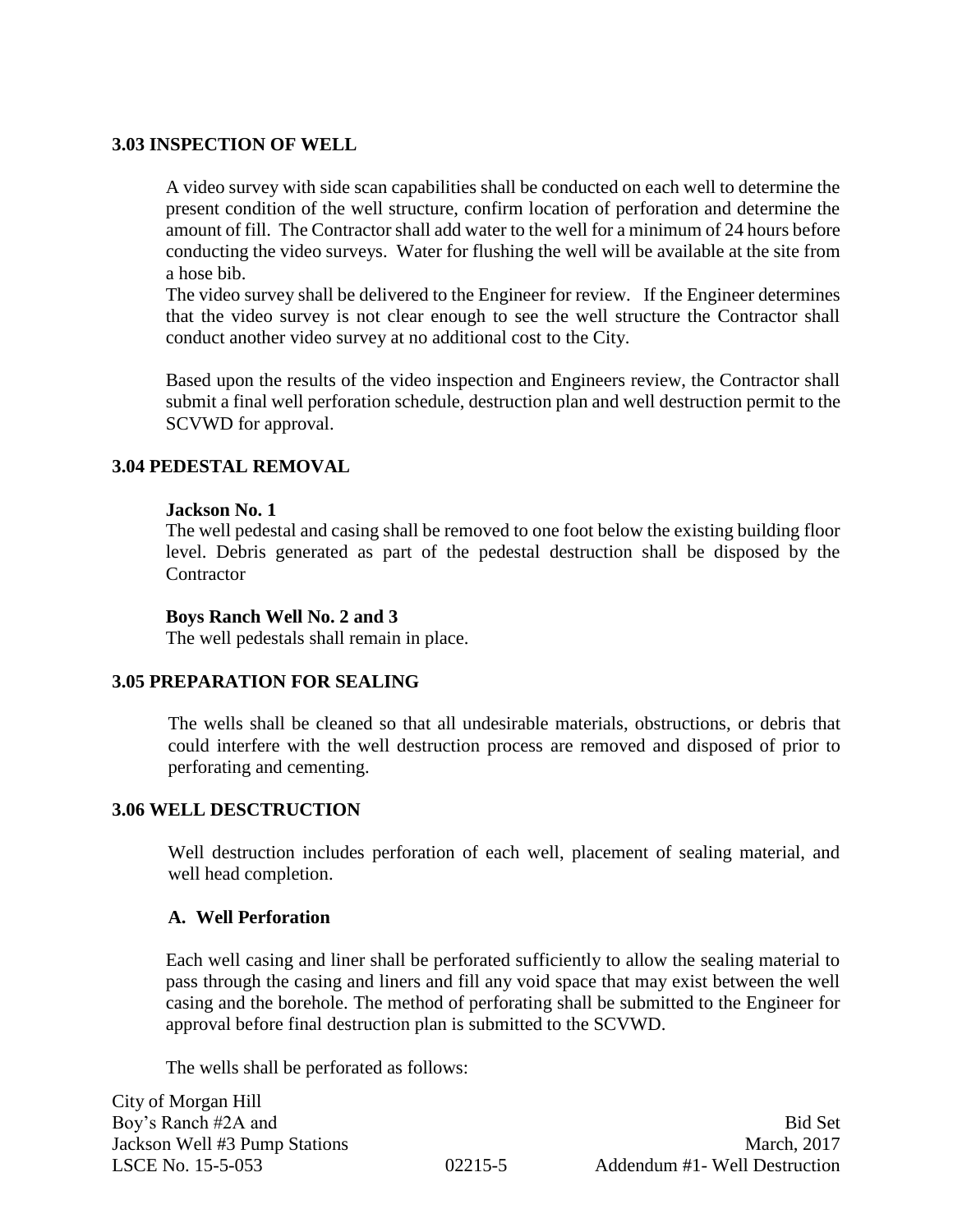### 3.03 INSPECTION OF WELL

A video survey with side scan capabilities shall be conducted on each well to determine the present condition of the well structure, confirm location of perforation and determine the amount of fill. The Contractor shall add water to the well for a minimum of 24 hours before conducting the video surveys. Water for flushing the well will be available at the site from a hose bib.

The video survey shall be delivered to the Engineer for review. If the Engineer determines that the video survey is not clear enough to see the well structure the Contractor shall conduct another video survey at no additional cost to the City.

Based upon the results of the video inspection and Engineers review, the Contractor shall submit a final well perforation schedule, destruction plan and well destruction permit to the SCVWD for approval.

### 3.04 PEDESTAL REMOVAL

**Jackson No. 1**

The well pedestal and casing shall be removed to one foot below the existing building floor level. Debris generated as part of the pedestal destruction shall be disposed by the Contractor

**Boys Ranch Well No. 2 and 3**

The well pedestals shall remain in place.

### 3.05 PREPARATION FOR SEALING

The wells shall be cleaned so that all undesirable materials, obstructions, or debris that could interfere with the well destruction process are removed and disposed of prior to perforating and cementing.

### 3.06 WELL DESCTRUCTION

Well destruction includes perforation of each well, placement of sealing material, and well head completion.

#### A. Well Perforation

Each well casing and liner shall be perforated sufficiently to allow the sealing material to pass through the casing and liners and fill any void space that may exist between the well casing and the borehole. The method of perforating shall be submitted to the Engineer for approval before final destruction plan is submitted to the SCVWD.

The wells shall be perforated as follows: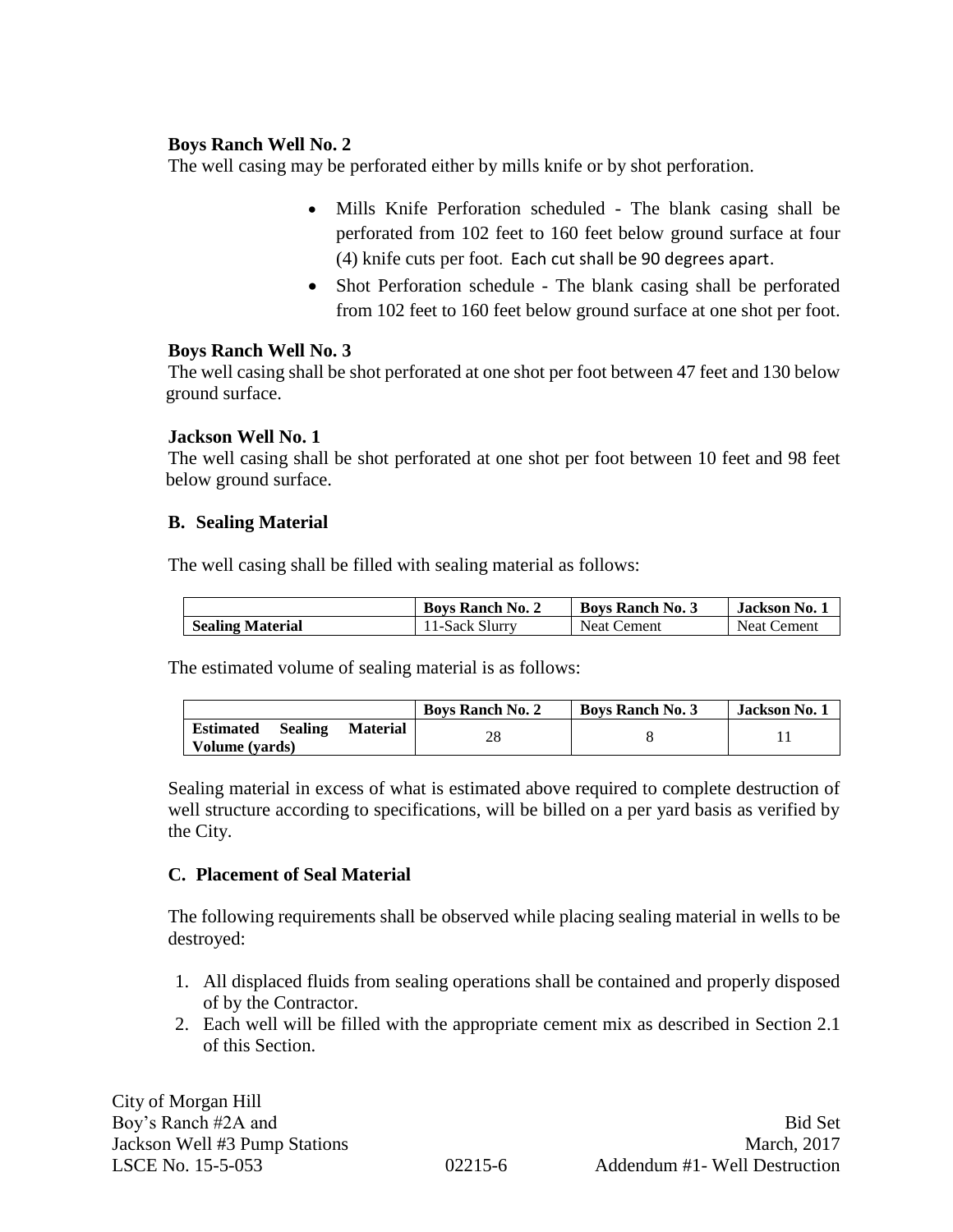**Boys Ranch Well No. 2**

The well casing may be perforated either by mills knife or by shot perforation.

- Mills Knife Perforation scheduled - The blank casing shall be perforated from 102 feet to 160 feet below ground surface at four (4) knife cuts per foot. Each cut shall be 90 degrees apart.
- Shot Perforation schedule - The blank casing shall be perforated from 102 feet to 160 feet below ground surface at one shot per foot.

**Boys Ranch Well No. 3**

The well casing shall be shot perforated at one shot per foot between 47 feet and 130 below ground surface.

**Jackson Well No. 1**

The well casing shall be shot perforated at one shot per foot between 10 feet and 98 feet below ground surface.

**B. Sealing Material**

The well casing shall be filled with sealing material as follows:

| | Boys Ranch No. 2 | Boys Ranch No. 3 | Jackson No. 1 |
|---|---|---|---|
| **Sealing Material** | 11-Sack Slurry | Neat Cement | Neat Cement |

The estimated volume of sealing material is as follows:

| | Boys Ranch No. 2 | Boys Ranch No. 3 | Jackson No. 1 |
|---|---|---|---|
| **Estimated Sealing Material Volume (yards)** | 28 | 8 | 11 |

Sealing material in excess of what is estimated above required to complete destruction of well structure according to specifications, will be billed on a per yard basis as verified by the City.

**C. Placement of Seal Material**

The following requirements shall be observed while placing sealing material in wells to be destroyed:

1. All displaced fluids from sealing operations shall be contained and properly disposed of by the Contractor.
2. Each well will be filled with the appropriate cement mix as described in Section 2.1 of this Section.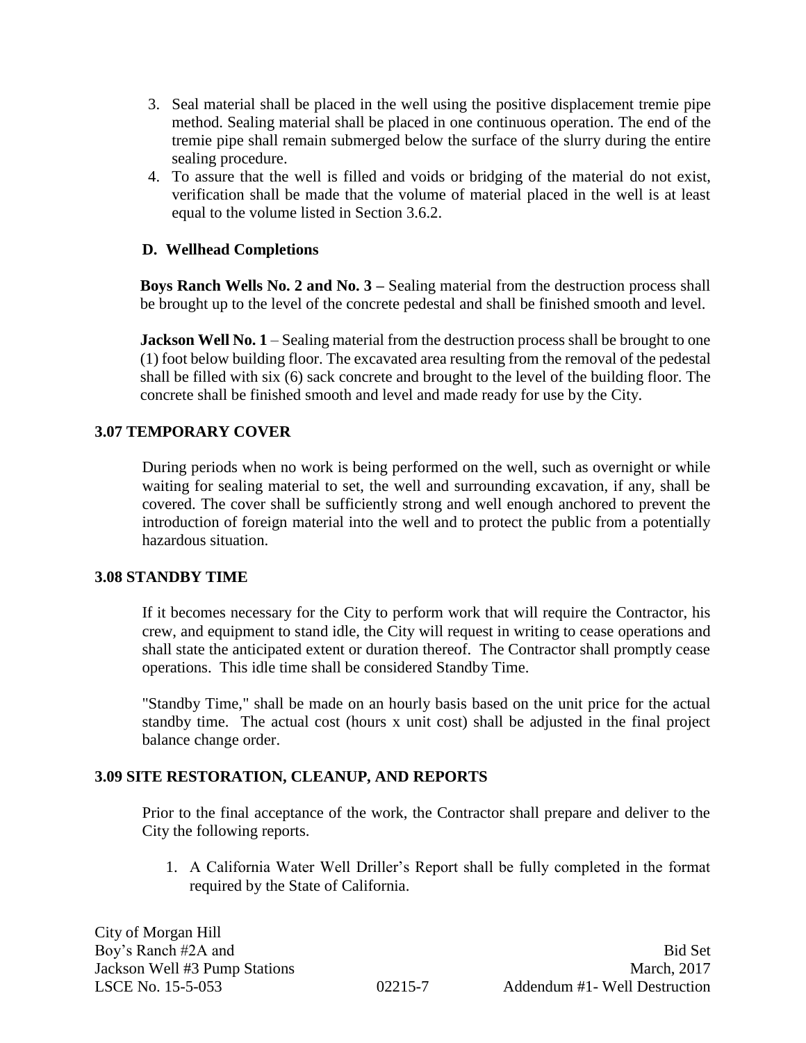3. Seal material shall be placed in the well using the positive displacement tremie pipe method. Sealing material shall be placed in one continuous operation. The end of the tremie pipe shall remain submerged below the surface of the slurry during the entire sealing procedure.
4. To assure that the well is filled and voids or bridging of the material do not exist, verification shall be made that the volume of material placed in the well is at least equal to the volume listed in Section 3.6.2.

**D. Wellhead Completions**

**Boys Ranch Wells No. 2 and No. 3 –** Sealing material from the destruction process shall be brought up to the level of the concrete pedestal and shall be finished smooth and level.

**Jackson Well No. 1** – Sealing material from the destruction process shall be brought to one (1) foot below building floor. The excavated area resulting from the removal of the pedestal shall be filled with six (6) sack concrete and brought to the level of the building floor. The concrete shall be finished smooth and level and made ready for use by the City.

## 3.07 TEMPORARY COVER

During periods when no work is being performed on the well, such as overnight or while waiting for sealing material to set, the well and surrounding excavation, if any, shall be covered. The cover shall be sufficiently strong and well enough anchored to prevent the introduction of foreign material into the well and to protect the public from a potentially hazardous situation.

## 3.08 STANDBY TIME

If it becomes necessary for the City to perform work that will require the Contractor, his crew, and equipment to stand idle, the City will request in writing to cease operations and shall state the anticipated extent or duration thereof. The Contractor shall promptly cease operations. This idle time shall be considered Standby Time.

"Standby Time," shall be made on an hourly basis based on the unit price for the actual standby time. The actual cost (hours x unit cost) shall be adjusted in the final project balance change order.

## 3.09 SITE RESTORATION, CLEANUP, AND REPORTS

Prior to the final acceptance of the work, the Contractor shall prepare and deliver to the City the following reports.

1. A California Water Well Driller's Report shall be fully completed in the format required by the State of California.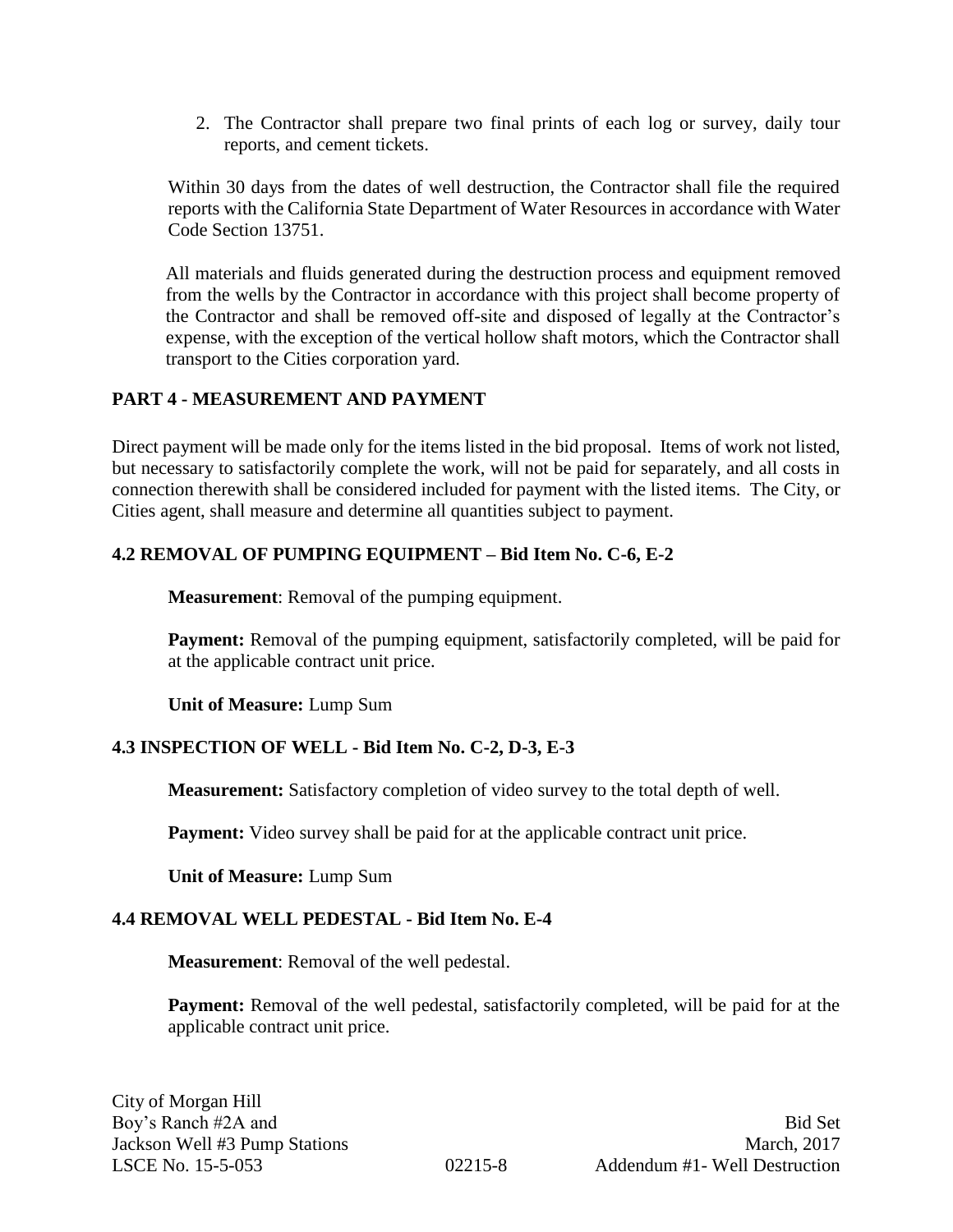2. The Contractor shall prepare two final prints of each log or survey, daily tour reports, and cement tickets.

Within 30 days from the dates of well destruction, the Contractor shall file the required reports with the California State Department of Water Resources in accordance with Water Code Section 13751.

All materials and fluids generated during the destruction process and equipment removed from the wells by the Contractor in accordance with this project shall become property of the Contractor and shall be removed off-site and disposed of legally at the Contractor's expense, with the exception of the vertical hollow shaft motors, which the Contractor shall transport to the Cities corporation yard.

## PART 4 - MEASUREMENT AND PAYMENT

Direct payment will be made only for the items listed in the bid proposal. Items of work not listed, but necessary to satisfactorily complete the work, will not be paid for separately, and all costs in connection therewith shall be considered included for payment with the listed items. The City, or Cities agent, shall measure and determine all quantities subject to payment.

### 4.2 REMOVAL OF PUMPING EQUIPMENT – Bid Item No. C-6, E-2

**Measurement**: Removal of the pumping equipment.

**Payment:** Removal of the pumping equipment, satisfactorily completed, will be paid for at the applicable contract unit price.

**Unit of Measure:** Lump Sum

### 4.3 INSPECTION OF WELL - Bid Item No. C-2, D-3, E-3

**Measurement:** Satisfactory completion of video survey to the total depth of well.

**Payment:** Video survey shall be paid for at the applicable contract unit price.

**Unit of Measure:** Lump Sum

### 4.4 REMOVAL WELL PEDESTAL - Bid Item No. E-4

**Measurement**: Removal of the well pedestal.

**Payment:** Removal of the well pedestal, satisfactorily completed, will be paid for at the applicable contract unit price.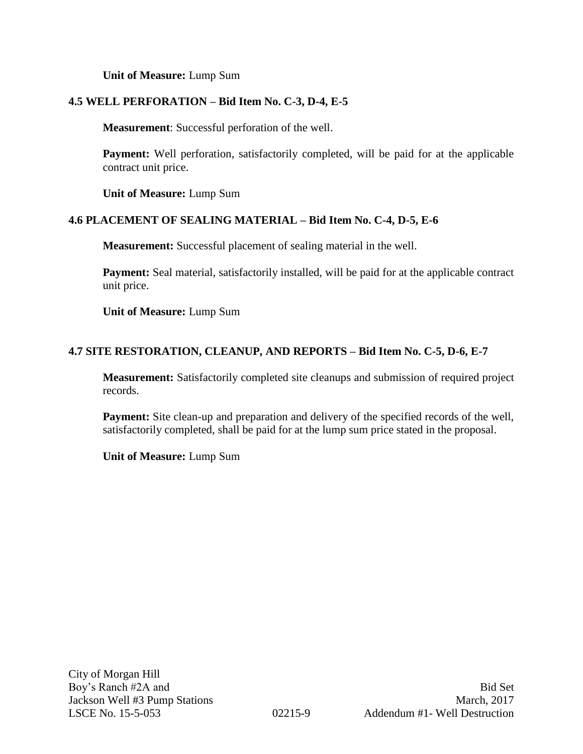**Unit of Measure:** Lump Sum

### 4.5 WELL PERFORATION – Bid Item No. C-3, D-4, E-5

**Measurement**: Successful perforation of the well.

**Payment:** Well perforation, satisfactorily completed, will be paid for at the applicable contract unit price.

**Unit of Measure:** Lump Sum

### 4.6 PLACEMENT OF SEALING MATERIAL – Bid Item No. C-4, D-5, E-6

**Measurement:** Successful placement of sealing material in the well.

**Payment:** Seal material, satisfactorily installed, will be paid for at the applicable contract unit price.

**Unit of Measure:** Lump Sum

### 4.7 SITE RESTORATION, CLEANUP, AND REPORTS – Bid Item No. C-5, D-6, E-7

**Measurement:** Satisfactorily completed site cleanups and submission of required project records.

**Payment:** Site clean-up and preparation and delivery of the specified records of the well, satisfactorily completed, shall be paid for at the lump sum price stated in the proposal.

**Unit of Measure:** Lump Sum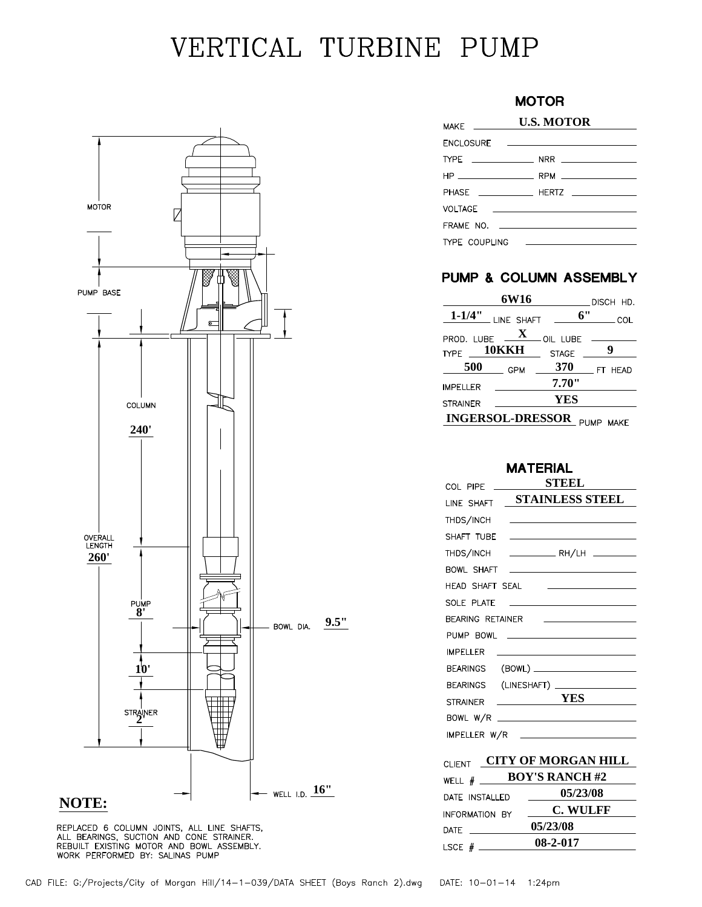# VERTICAL TURBINE PUMP

MOTOR

PUMP BASE

COLUMN
**240'**

OVERALL LENGTH
**260'**

PUMP
**8'**

BOWL DIA. **9.5"**

**10'**

STRAINER
**2'**

WELL I.D. **16"**

**NOTE:**

REPLACED 6 COLUMN JOINTS, ALL LINE SHAFTS, ALL BEARINGS, SUCTION AND CONE STRAINER. REBUILT EXISTING MOTOR AND BOWL ASSEMBLY. WORK PERFORMED BY: SALINAS PUMP

## MOTOR

| | |
|---|---|
| MAKE | **U.S. MOTOR** |
| ENCLOSURE | |
| TYPE | NRR |
| HP | RPM |
| PHASE | HERTZ |
| VOLTAGE | |
| FRAME NO. | |
| TYPE COUPLING | |

## PUMP & COLUMN ASSEMBLY

| | |
|---|---|
| **6W16** DISCH HD. | |
| **1-1/4"** LINE SHAFT | **6"** COL |
| PROD. LUBE **X** | OIL LUBE |
| TYPE **10KKH** | STAGE **9** |
| **500** GPM | **370** FT HEAD |
| IMPELLER | **7.70"** |
| STRAINER | **YES** |
| **INGERSOL-DRESSOR** PUMP MAKE | |

## MATERIAL

| | |
|---|---|
| COL PIPE | **STEEL** |
| LINE SHAFT | **STAINLESS STEEL** |
| THDS/INCH | |
| SHAFT TUBE | |
| THDS/INCH | RH/LH |
| BOWL SHAFT | |
| HEAD SHAFT SEAL | |
| SOLE PLATE | |
| BEARING RETAINER | |
| PUMP BOWL | |
| IMPELLER | |
| BEARINGS (BOWL) | |
| BEARINGS (LINESHAFT) | |
| STRAINER | **YES** |
| BOWL W/R | |
| IMPELLER W/R | |

| | |
|---|---|
| CLIENT | **CITY OF MORGAN HILL** |
| WELL # | **BOY'S RANCH #2** |
| DATE INSTALLED | **05/23/08** |
| INFORMATION BY | **C. WULFF** |
| DATE | **05/23/08** |
| LSCE # | **08-2-017** |

CAD FILE: G:/Projects/City of Morgan Hill/14-1-039/DATA SHEET (Boys Ranch 2).dwg DATE: 10-01-14 1:24pm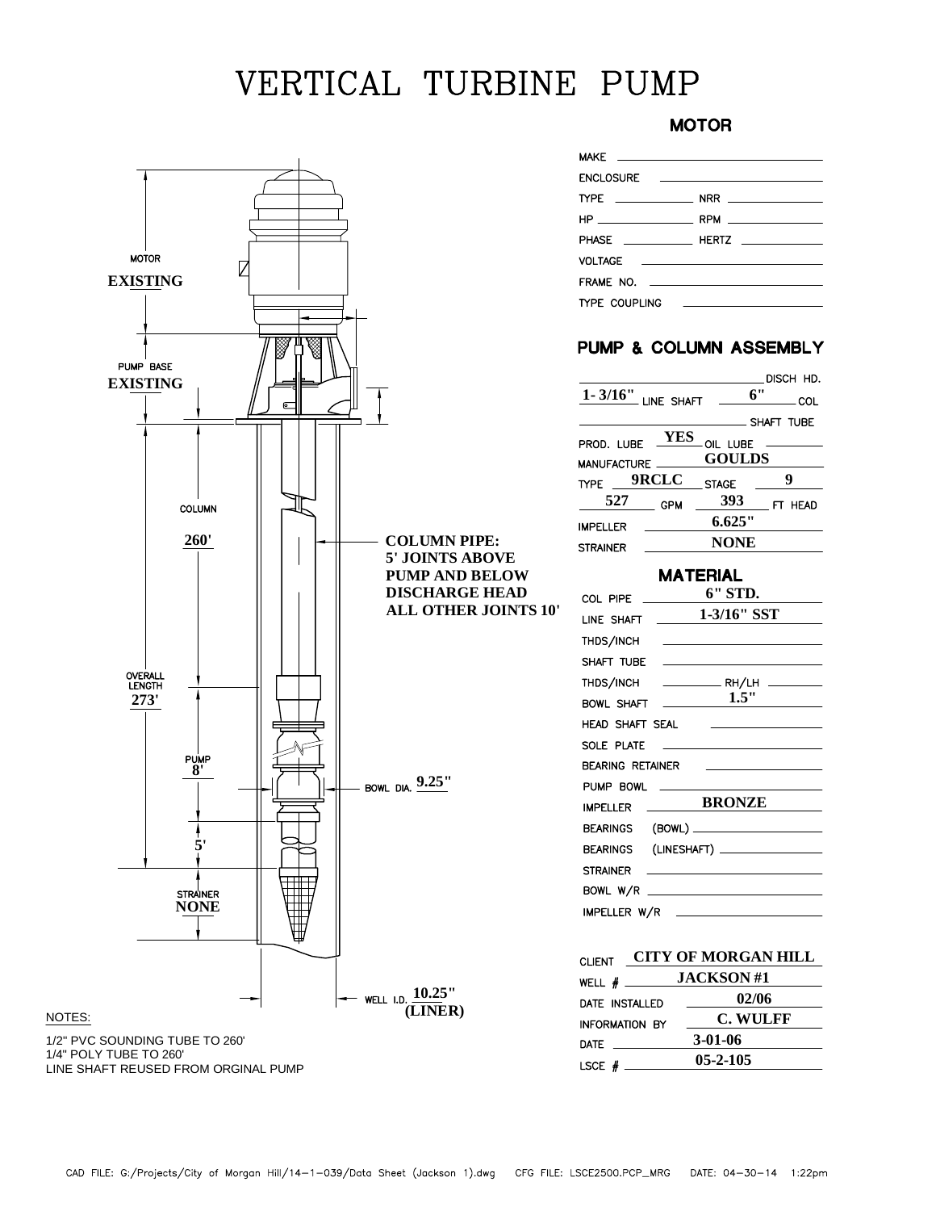# VERTICAL TURBINE PUMP

MOTOR
EXISTING

PUMP BASE
EXISTING

COLUMN
260'

OVERALL LENGTH
273'

PUMP
8'

5'

STRAINER
NONE

COLUMN PIPE:
5' JOINTS ABOVE PUMP AND BELOW DISCHARGE HEAD
ALL OTHER JOINTS 10'

BOWL DIA. 9.25"

WELL I.D. 10.25" (LINER)

## MOTOR

MAKE

ENCLOSURE

TYPE NRR

HP RPM

PHASE HERTZ

VOLTAGE

FRAME NO.

TYPE COUPLING

## PUMP & COLUMN ASSEMBLY

| | |
|---|---|
| DISCH HD. | |
| LINE SHAFT | 1- 3/16" |
| COL | 6" |
| SHAFT TUBE | |
| PROD. LUBE | YES |
| OIL LUBE | |
| MANUFACTURE | GOULDS |
| TYPE | 9RCLC |
| STAGE | 9 |
| GPM | 527 |
| FT HEAD | 393 |
| IMPELLER | 6.625" |
| STRAINER | NONE |

## MATERIAL

| | |
|---|---|
| COL PIPE | 6" STD. |
| LINE SHAFT | 1-3/16" SST |
| THDS/INCH | |
| SHAFT TUBE | |
| THDS/INCH RH/LH | |
| BOWL SHAFT | 1.5" |
| HEAD SHAFT SEAL | |
| SOLE PLATE | |
| BEARING RETAINER | |
| PUMP BOWL | |
| IMPELLER | BRONZE |
| BEARINGS (BOWL) | |
| BEARINGS (LINESHAFT) | |
| STRAINER | |
| BOWL W/R | |
| IMPELLER W/R | |

| | |
|---|---|
| CLIENT | CITY OF MORGAN HILL |
| WELL # | JACKSON #1 |
| DATE INSTALLED | 02/06 |
| INFORMATION BY | C. WULFF |
| DATE | 3-01-06 |
| LSCE # | 05-2-105 |

NOTES:

1/2" PVC SOUNDING TUBE TO 260'
1/4" POLY TUBE TO 260'
LINE SHAFT REUSED FROM ORGINAL PUMP

CAD FILE: G:/Projects/City of Morgan Hill/14-1-039/Data Sheet (Jackson 1).dwg CFG FILE: LSCE2500.PCP_MRG DATE: 04-30-14 1:22pm